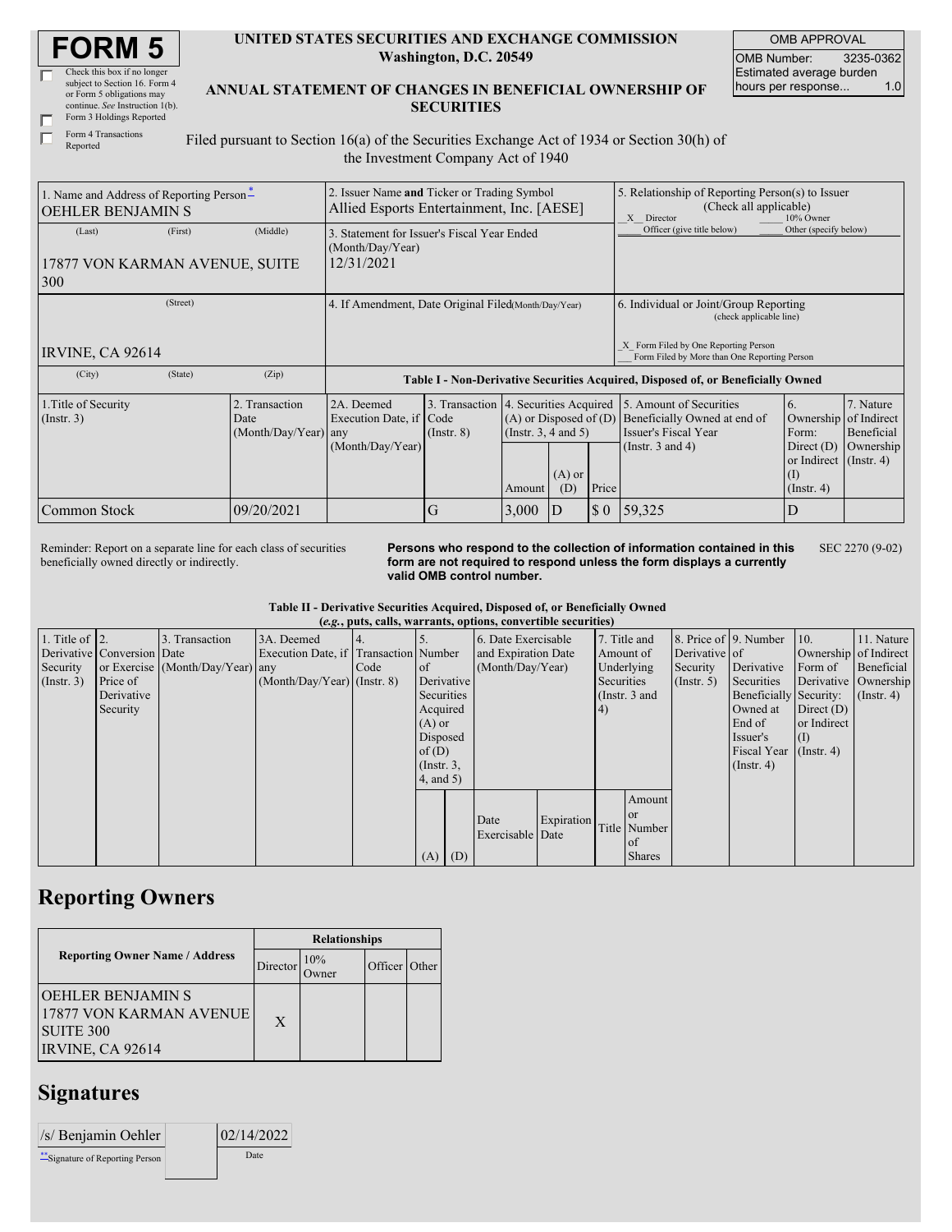# FORM 5

☐ Check this box if no longer subject to Section 16. Form 4 or Form 5 obligations may continue. *See* Instruction 1(b).

☐ Form 3 Holdings Reported

☐ Form 4 Transactions Reported

**UNITED STATES SECURITIES AND EXCHANGE COMMISSION**
**Washington, D.C. 20549**

**ANNUAL STATEMENT OF CHANGES IN BENEFICIAL OWNERSHIP OF SECURITIES**

Filed pursuant to Section 16(a) of the Securities Exchange Act of 1934 or Section 30(h) of the Investment Company Act of 1940

| OMB APPROVAL | |
|---|---|
| OMB Number: | 3235-0362 |
| Estimated average burden hours per response... | 1.0 |

| 1. Name and Address of Reporting Person* | 2. Issuer Name and Ticker or Trading Symbol | 5. Relationship of Reporting Person(s) to Issuer (Check all applicable) |
|---|---|---|
| OEHLER BENJAMIN S | Allied Esports Entertainment, Inc. [AESE] | _X_ Director ___ 10% Owner ___ Officer (give title below) ___ Other (specify below) |
| (Last) (First) (Middle) 17877 VON KARMAN AVENUE, SUITE 300 | 3. Statement for Issuer's Fiscal Year Ended (Month/Day/Year) 12/31/2021 | |
| (Street) IRVINE, CA 92614 | 4. If Amendment, Date Original Filed (Month/Day/Year) | 6. Individual or Joint/Group Reporting (check applicable line) _X_ Form Filed by One Reporting Person ___ Form Filed by More than One Reporting Person |
| (City) (State) (Zip) | | |

**Table I - Non-Derivative Securities Acquired, Disposed of, or Beneficially Owned**

| 1.Title of Security (Instr. 3) | 2. Transaction Date (Month/Day/Year) | 2A. Deemed Execution Date, if any (Month/Day/Year) | 3. Transaction Code (Instr. 8) | 4. Securities Acquired (A) or Disposed of (D) (Instr. 3, 4 and 5) | | | 5. Amount of Securities Beneficially Owned at end of Issuer's Fiscal Year (Instr. 3 and 4) | 6. Ownership Form: Direct (D) or Indirect (I) (Instr. 4) | 7. Nature of Indirect Beneficial Ownership (Instr. 4) |
|---|---|---|---|---|---|---|---|---|---|
| | | | | Amount | (A) or (D) | Price | | | |
| Common Stock | 09/20/2021 | | G | 3,000 | D | $ 0 | 59,325 | D | |

Reminder: Report on a separate line for each class of securities beneficially owned directly or indirectly.

**Persons who respond to the collection of information contained in this form are not required to respond unless the form displays a currently valid OMB control number.**

SEC 2270 (9-02)

**Table II - Derivative Securities Acquired, Disposed of, or Beneficially Owned**
**(*e.g.*, puts, calls, warrants, options, convertible securities)**

| 1. Title of Derivative Security (Instr. 3) | 2. Conversion or Exercise Price of Derivative Security | 3. Transaction Date (Month/Day/Year) | 3A. Deemed Execution Date, if any (Month/Day/Year) | 4. Transaction Code (Instr. 8) | 5. Number of Derivative Securities Acquired (A) or Disposed of (D) (Instr. 3, 4, and 5) | | 6. Date Exercisable and Expiration Date (Month/Day/Year) | | 7. Title and Amount of Underlying Securities (Instr. 3 and 4) | | 8. Price of Derivative Security (Instr. 5) | 9. Number of Derivative Securities Beneficially Owned at End of Issuer's Fiscal Year (Instr. 4) | 10. Ownership Form of Derivative Security: Direct (D) or Indirect (I) (Instr. 4) | 11. Nature of Indirect Beneficial Ownership (Instr. 4) |
|---|---|---|---|---|---|---|---|---|---|---|---|---|---|---|
| | | | | | (A) | (D) | Date Exercisable | Expiration Date | Title | Amount or Number of Shares | | | | |

## Reporting Owners

| Reporting Owner Name / Address | Relationships | | | |
|---|---|---|---|---|
| | Director | 10% Owner | Officer | Other |
| OEHLER BENJAMIN S 17877 VON KARMAN AVENUE SUITE 300 IRVINE, CA 92614 | X | | | |

## Signatures

| /s/ Benjamin Oehler | 02/14/2022 |
|---|---|
| **Signature of Reporting Person | Date |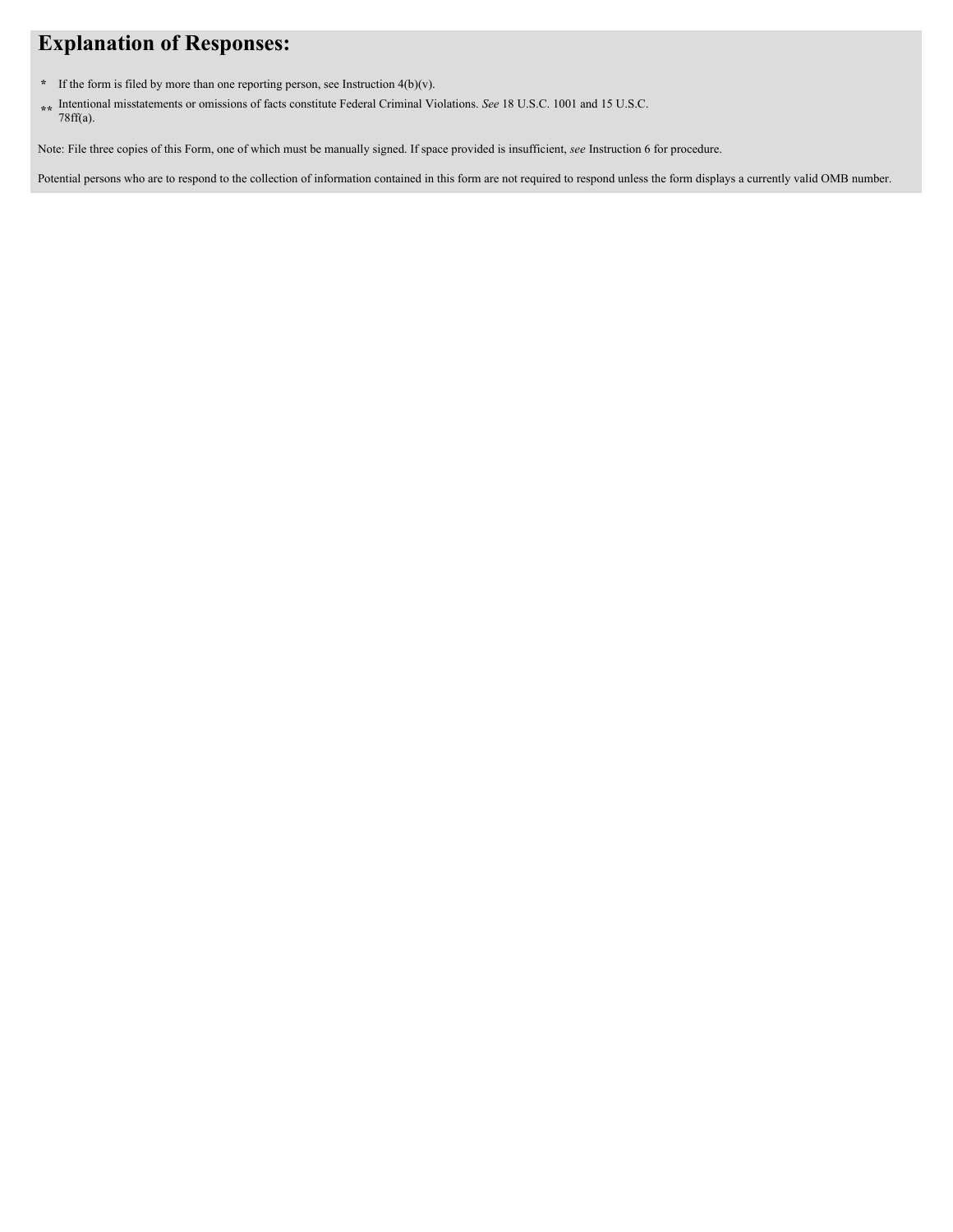# Explanation of Responses:

\* If the form is filed by more than one reporting person, see Instruction 4(b)(v).

\*\* Intentional misstatements or omissions of facts constitute Federal Criminal Violations. *See* 18 U.S.C. 1001 and 15 U.S.C. 78ff(a).

Note: File three copies of this Form, one of which must be manually signed. If space provided is insufficient, *see* Instruction 6 for procedure.

Potential persons who are to respond to the collection of information contained in this form are not required to respond unless the form displays a currently valid OMB number.